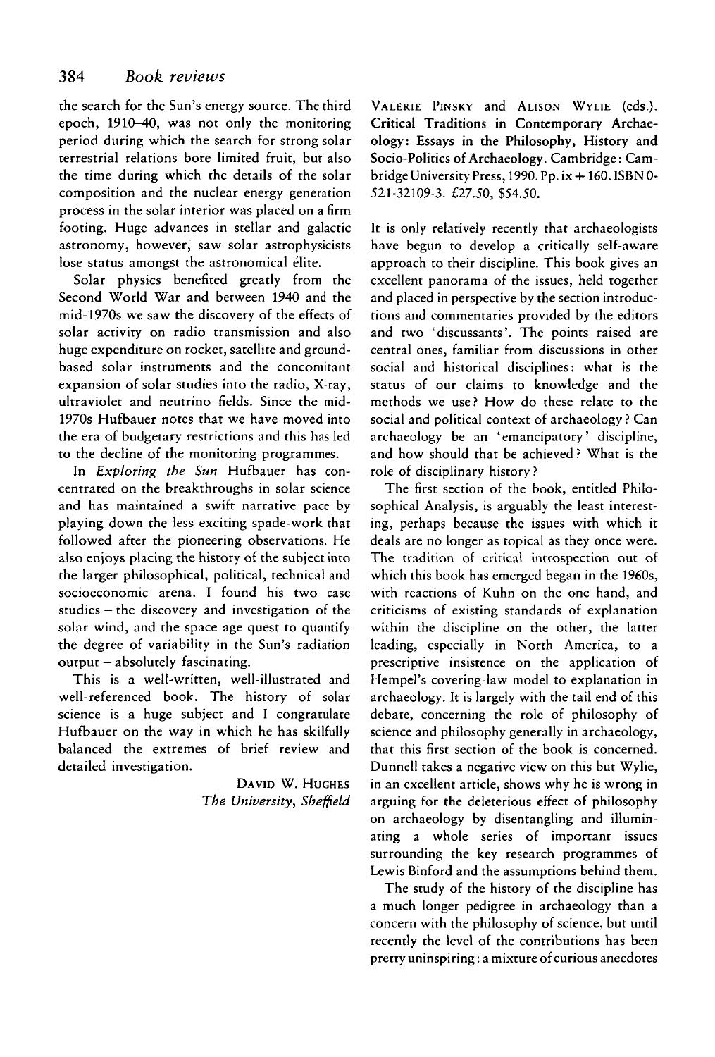the search for the Sun's energy source. The third epoch, 1910–40, was not only the monitoring period during which the search for strong solar terrestrial relations bore limited fruit, but also the time during which the details of the solar composition and the nuclear energy generation process in the solar interior was placed on a firm footing. Huge advances in stellar and galactic astronomy, however, saw solar astrophysicists lose status amongst the astronomical élite.

Solar physics benefited greatly from the Second World War and between 1940 and the mid-1970s we saw the discovery of the effects of solar activity on radio transmission and also huge expenditure on rocket, satellite and ground-based solar instruments and the concomitant expansion of solar studies into the radio, X-ray, ultraviolet and neutrino fields. Since the mid-1970s Hufbauer notes that we have moved into the era of budgetary restrictions and this has led to the decline of the monitoring programmes.

In *Exploring the Sun* Hufbauer has concentrated on the breakthroughs in solar science and has maintained a swift narrative pace by playing down the less exciting spade-work that followed after the pioneering observations. He also enjoys placing the history of the subject into the larger philosophical, political, technical and socioeconomic arena. I found his two case studies – the discovery and investigation of the solar wind, and the space age quest to quantify the degree of variability in the Sun's radiation output – absolutely fascinating.

This is a well-written, well-illustrated and well-referenced book. The history of solar science is a huge subject and I congratulate Hufbauer on the way in which he has skilfully balanced the extremes of brief review and detailed investigation.

David W. Hughes
*The University, Sheffield*

---

Valerie Pinsky and Alison Wylie (eds.). **Critical Traditions in Contemporary Archaeology: Essays in the Philosophy, History and Socio-Politics of Archaeology.** Cambridge: Cambridge University Press, 1990. Pp. ix + 160. ISBN 0-521-32109-3. £27.50, $54.50.

It is only relatively recently that archaeologists have begun to develop a critically self-aware approach to their discipline. This book gives an excellent panorama of the issues, held together and placed in perspective by the section introductions and commentaries provided by the editors and two 'discussants'. The points raised are central ones, familiar from discussions in other social and historical disciplines: what is the status of our claims to knowledge and the methods we use? How do these relate to the social and political context of archaeology? Can archaeology be an 'emancipatory' discipline, and how should that be achieved? What is the role of disciplinary history?

The first section of the book, entitled Philosophical Analysis, is arguably the least interesting, perhaps because the issues with which it deals are no longer as topical as they once were. The tradition of critical introspection out of which this book has emerged began in the 1960s, with reactions of Kuhn on the one hand, and criticisms of existing standards of explanation within the discipline on the other, the latter leading, especially in North America, to a prescriptive insistence on the application of Hempel's covering-law model to explanation in archaeology. It is largely with the tail end of this debate, concerning the role of philosophy of science and philosophy generally in archaeology, that this first section of the book is concerned. Dunnell takes a negative view on this but Wylie, in an excellent article, shows why he is wrong in arguing for the deleterious effect of philosophy on archaeology by disentangling and illuminating a whole series of important issues surrounding the key research programmes of Lewis Binford and the assumptions behind them.

The study of the history of the discipline has a much longer pedigree in archaeology than a concern with the philosophy of science, but until recently the level of the contributions has been pretty uninspiring: a mixture of curious anecdotes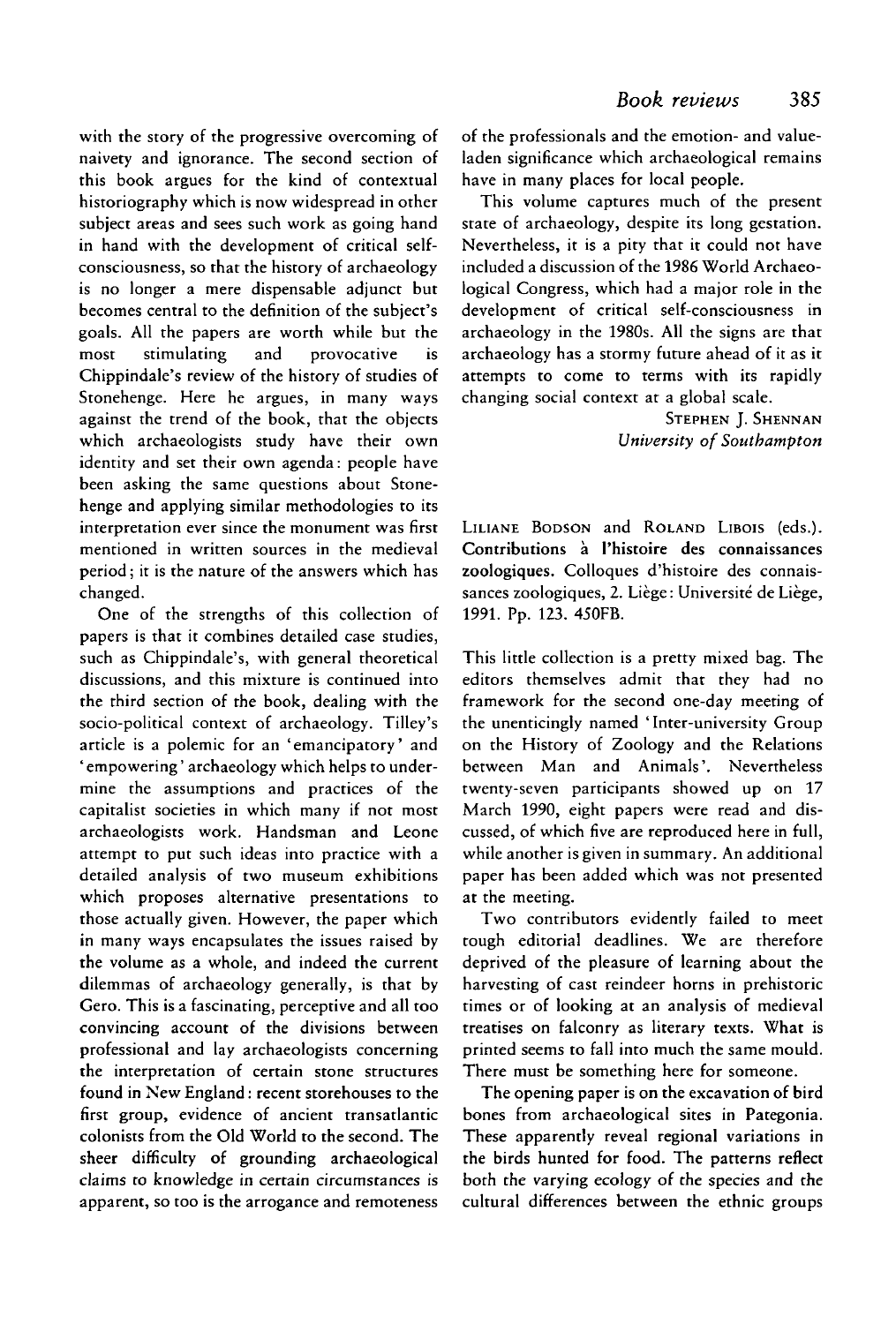with the story of the progressive overcoming of naivety and ignorance. The second section of this book argues for the kind of contextual historiography which is now widespread in other subject areas and sees such work as going hand in hand with the development of critical self-consciousness, so that the history of archaeology is no longer a mere dispensable adjunct but becomes central to the definition of the subject's goals. All the papers are worth while but the most stimulating and provocative is Chippindale's review of the history of studies of Stonehenge. Here he argues, in many ways against the trend of the book, that the objects which archaeologists study have their own identity and set their own agenda: people have been asking the same questions about Stonehenge and applying similar methodologies to its interpretation ever since the monument was first mentioned in written sources in the medieval period; it is the nature of the answers which has changed.

One of the strengths of this collection of papers is that it combines detailed case studies, such as Chippindale's, with general theoretical discussions, and this mixture is continued into the third section of the book, dealing with the socio-political context of archaeology. Tilley's article is a polemic for an 'emancipatory' and 'empowering' archaeology which helps to undermine the assumptions and practices of the capitalist societies in which many if not most archaeologists work. Handsman and Leone attempt to put such ideas into practice with a detailed analysis of two museum exhibitions which proposes alternative presentations to those actually given. However, the paper which in many ways encapsulates the issues raised by the volume as a whole, and indeed the current dilemmas of archaeology generally, is that by Gero. This is a fascinating, perceptive and all too convincing account of the divisions between professional and lay archaeologists concerning the interpretation of certain stone structures found in New England: recent storehouses to the first group, evidence of ancient transatlantic colonists from the Old World to the second. The sheer difficulty of grounding archaeological claims to knowledge in certain circumstances is apparent, so too is the arrogance and remoteness of the professionals and the emotion- and value-laden significance which archaeological remains have in many places for local people.

This volume captures much of the present state of archaeology, despite its long gestation. Nevertheless, it is a pity that it could not have included a discussion of the 1986 World Archaeological Congress, which had a major role in the development of critical self-consciousness in archaeology in the 1980s. All the signs are that archaeology has a stormy future ahead of it as it attempts to come to terms with its rapidly changing social context at a global scale.

STEPHEN J. SHENNAN
*University of Southampton*

LILIANE BODSON and ROLAND LIBOIS (eds.). **Contributions à l'histoire des connaissances zoologiques.** Colloques d'histoire des connaissances zoologiques, 2. Liège: Université de Liège, 1991. Pp. 123. 450FB.

This little collection is a pretty mixed bag. The editors themselves admit that they had no framework for the second one-day meeting of the unenticingly named 'Inter-university Group on the History of Zoology and the Relations between Man and Animals'. Nevertheless twenty-seven participants showed up on 17 March 1990, eight papers were read and discussed, of which five are reproduced here in full, while another is given in summary. An additional paper has been added which was not presented at the meeting.

Two contributors evidently failed to meet tough editorial deadlines. We are therefore deprived of the pleasure of learning about the harvesting of cast reindeer horns in prehistoric times or of looking at an analysis of medieval treatises on falconry as literary texts. What is printed seems to fall into much the same mould. There must be something here for someone.

The opening paper is on the excavation of bird bones from archaeological sites in Pategonia. These apparently reveal regional variations in the birds hunted for food. The patterns reflect both the varying ecology of the species and the cultural differences between the ethnic groups